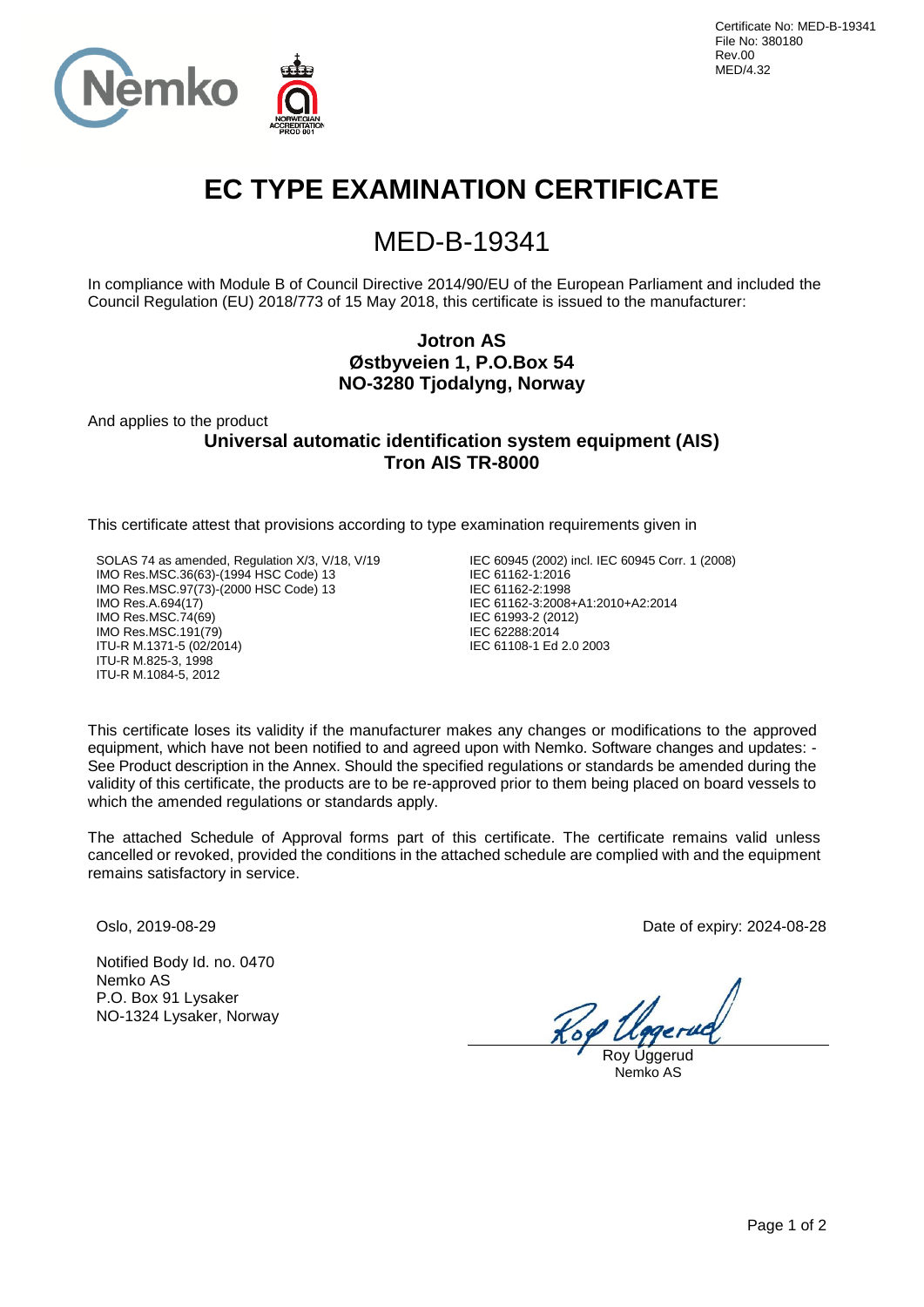Certificate No: MED-B-19341
File No: 380180
Rev.00
MED/4.32

# EC TYPE EXAMINATION CERTIFICATE

## MED-B-19341

In compliance with Module B of Council Directive 2014/90/EU of the European Parliament and included the Council Regulation (EU) 2018/773 of 15 May 2018, this certificate is issued to the manufacturer:

**Jotron AS**
**Østbyveien 1, P.O.Box 54**
**NO-3280 Tjodalyng, Norway**

And applies to the product

**Universal automatic identification system equipment (AIS)**
**Tron AIS TR-8000**

This certificate attest that provisions according to type examination requirements given in

SOLAS 74 as amended, Regulation X/3, V/18, V/19
IMO Res.MSC.36(63)-(1994 HSC Code) 13
IMO Res.MSC.97(73)-(2000 HSC Code) 13
IMO Res.A.694(17)
IMO Res.MSC.74(69)
IMO Res.MSC.191(79)
ITU-R M.1371-5 (02/2014)
ITU-R M.825-3, 1998
ITU-R M.1084-5, 2012

IEC 60945 (2002) incl. IEC 60945 Corr. 1 (2008)
IEC 61162-1:2016
IEC 61162-2:1998
IEC 61162-3:2008+A1:2010+A2:2014
IEC 61993-2 (2012)
IEC 62288:2014
IEC 61108-1 Ed 2.0 2003

This certificate loses its validity if the manufacturer makes any changes or modifications to the approved equipment, which have not been notified to and agreed upon with Nemko. Software changes and updates: - See Product description in the Annex. Should the specified regulations or standards be amended during the validity of this certificate, the products are to be re-approved prior to them being placed on board vessels to which the amended regulations or standards apply.

The attached Schedule of Approval forms part of this certificate. The certificate remains valid unless cancelled or revoked, provided the conditions in the attached schedule are complied with and the equipment remains satisfactory in service.

Oslo, 2019-08-29

Date of expiry: 2024-08-28

Notified Body Id. no. 0470
Nemko AS
P.O. Box 91 Lysaker
NO-1324 Lysaker, Norway

Roy Uggerud
Nemko AS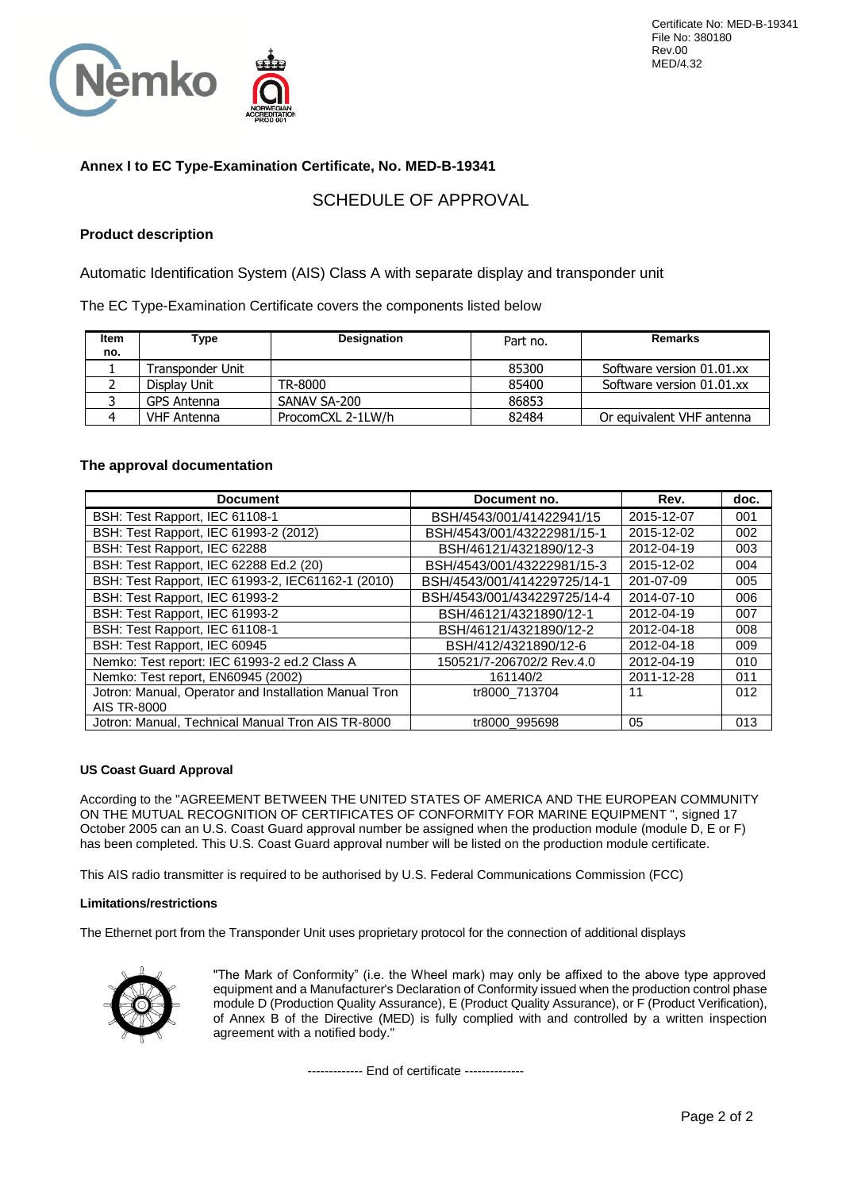Certificate No: MED-B-19341
File No: 380180
Rev.00
MED/4.32

### Annex I to EC Type-Examination Certificate, No. MED-B-19341

## SCHEDULE OF APPROVAL

### Product description

Automatic Identification System (AIS) Class A with separate display and transponder unit

The EC Type-Examination Certificate covers the components listed below

| Item no. | Type | Designation | Part no. | Remarks |
|---|---|---|---|---|
| 1 | Transponder Unit | | 85300 | Software version 01.01.xx |
| 2 | Display Unit | TR-8000 | 85400 | Software version 01.01.xx |
| 3 | GPS Antenna | SANAV SA-200 | 86853 | |
| 4 | VHF Antenna | ProcomCXL 2-1LW/h | 82484 | Or equivalent VHF antenna |

### The approval documentation

| Document | Document no. | Rev. | doc. |
|---|---|---|---|
| BSH: Test Rapport, IEC 61108-1 | BSH/4543/001/41422941/15 | 2015-12-07 | 001 |
| BSH: Test Rapport, IEC 61993-2 (2012) | BSH/4543/001/43222981/15-1 | 2015-12-02 | 002 |
| BSH: Test Rapport, IEC 62288 | BSH/46121/4321890/12-3 | 2012-04-19 | 003 |
| BSH: Test Rapport, IEC 62288 Ed.2 (20) | BSH/4543/001/43222981/15-3 | 2015-12-02 | 004 |
| BSH: Test Rapport, IEC 61993-2, IEC61162-1 (2010) | BSH/4543/001/414229725/14-1 | 201-07-09 | 005 |
| BSH: Test Rapport, IEC 61993-2 | BSH/4543/001/434229725/14-4 | 2014-07-10 | 006 |
| BSH: Test Rapport, IEC 61993-2 | BSH/46121/4321890/12-1 | 2012-04-19 | 007 |
| BSH: Test Rapport, IEC 61108-1 | BSH/46121/4321890/12-2 | 2012-04-18 | 008 |
| BSH: Test Rapport, IEC 60945 | BSH/412/4321890/12-6 | 2012-04-18 | 009 |
| Nemko: Test report: IEC 61993-2 ed.2 Class A | 150521/7-206702/2 Rev.4.0 | 2012-04-19 | 010 |
| Nemko: Test report, EN60945 (2002) | 161140/2 | 2011-12-28 | 011 |
| Jotron: Manual, Operator and Installation Manual Tron AIS TR-8000 | tr8000_713704 | 11 | 012 |
| Jotron: Manual, Technical Manual Tron AIS TR-8000 | tr8000_995698 | 05 | 013 |

#### US Coast Guard Approval

According to the "AGREEMENT BETWEEN THE UNITED STATES OF AMERICA AND THE EUROPEAN COMMUNITY ON THE MUTUAL RECOGNITION OF CERTIFICATES OF CONFORMITY FOR MARINE EQUIPMENT ", signed 17 October 2005 can an U.S. Coast Guard approval number be assigned when the production module (module D, E or F) has been completed. This U.S. Coast Guard approval number will be listed on the production module certificate.

This AIS radio transmitter is required to be authorised by U.S. Federal Communications Commission (FCC)

#### Limitations/restrictions

The Ethernet port from the Transponder Unit uses proprietary protocol for the connection of additional displays

"The Mark of Conformity" (i.e. the Wheel mark) may only be affixed to the above type approved equipment and a Manufacturer's Declaration of Conformity issued when the production control phase module D (Production Quality Assurance), E (Product Quality Assurance), or F (Product Verification), of Annex B of the Directive (MED) is fully complied with and controlled by a written inspection agreement with a notified body."

------------- End of certificate --------------